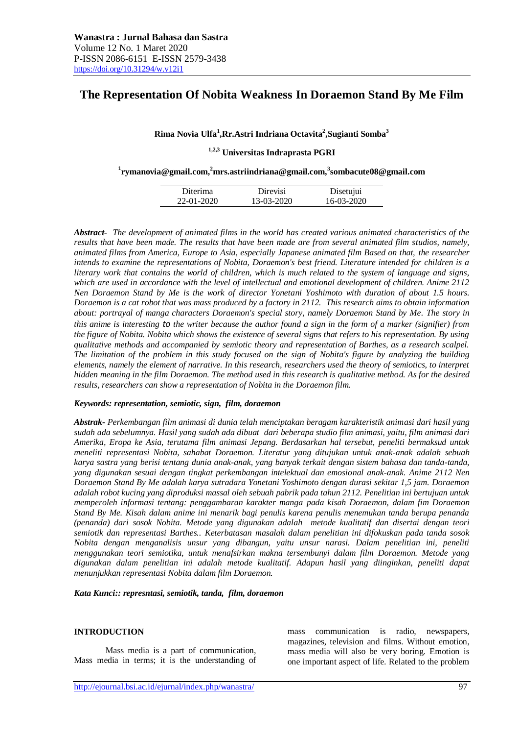**Wanastra : Jurnal Bahasa dan Sastra**
Volume 12 No. 1 Maret 2020
P-ISSN 2086-6151 E-ISSN 2579-3438
https://doi.org/10.31294/w.v12i1

# The Representation Of Nobita Weakness In Doraemon Stand By Me Film

**Rima Novia Ulfa[1],Rr.Astri Indriana Octavita[2],Sugianti Somba[3]**

**[1,2,3] Universitas Indraprasta PGRI**

[1]**rymanovia@gmail.com,**[2]**mrs.astriindriana@gmail.com,**[3]**sombacute08@gmail.com**

| Diterima | Direvisi | Disetujui |
| --- | --- | --- |
| 22-01-2020 | 13-03-2020 | 16-03-2020 |

***Abstract-*** *The development of animated films in the world has created various animated characteristics of the results that have been made. The results that have been made are from several animated film studios, namely, animated films from America, Europe to Asia, especially Japanese animated film Based on that, the researcher intends to examine the representations of Nobita, Doraemon's best friend. Literature intended for children is a literary work that contains the world of children, which is much related to the system of language and signs, which are used in accordance with the level of intellectual and emotional development of children. Anime 2112 Nen Doraemon Stand by Me is the work of director Yonetani Yoshimoto with duration of about 1.5 hours. Doraemon is a cat robot that was mass produced by a factory in 2112. This research aims to obtain information about: portrayal of manga characters Doraemon's special story, namely Doraemon Stand by Me. The story in this anime is interesting to the writer because the author found a sign in the form of a marker (signifier) from the figure of Nobita. Nobita which shows the existence of several signs that refers to his representation. By using qualitative methods and accompanied by semiotic theory and representation of Barthes, as a research scalpel. The limitation of the problem in this study focused on the sign of Nobita's figure by analyzing the building elements, namely the element of narrative. In this research, researchers used the theory of semiotics, to interpret hidden meaning in the film Doraemon. The method used in this research is qualitative method. As for the desired results, researchers can show a representation of Nobita in the Doraemon film.*

***Keywords: representation, semiotic, sign, film, doraemon***

***Abstrak-*** *Perkembangan film animasi di dunia telah menciptakan beragam karakteristik animasi dari hasil yang sudah ada sebelumnya. Hasil yang sudah ada dibuat dari beberapa studio film animasi, yaitu, film animasi dari Amerika, Eropa ke Asia, terutama film animasi Jepang. Berdasarkan hal tersebut, peneliti bermaksud untuk meneliti representasi Nobita, sahabat Doraemon. Literatur yang ditujukan untuk anak-anak adalah sebuah karya sastra yang berisi tentang dunia anak-anak, yang banyak terkait dengan sistem bahasa dan tanda-tanda, yang digunakan sesuai dengan tingkat perkembangan intelektual dan emosional anak-anak. Anime 2112 Nen Doraemon Stand By Me adalah karya sutradara Yonetani Yoshimoto dengan durasi sekitar 1,5 jam. Doraemon adalah robot kucing yang diproduksi massal oleh sebuah pabrik pada tahun 2112. Penelitian ini bertujuan untuk memperoleh informasi tentang: penggambaran karakter manga pada kisah Doraemon, dalam fim Doraemon Stand By Me. Kisah dalam anime ini menarik bagi penulis karena penulis menemukan tanda berupa penanda (penanda) dari sosok Nobita. Metode yang digunakan adalah metode kualitatif dan disertai dengan teori semiotik dan representasi Barthes.. Keterbatasan masalah dalam penelitian ini difokuskan pada tanda sosok Nobita dengan menganalisis unsur yang dibangun, yaitu unsur narasi. Dalam penelitian ini, peneliti menggunakan teori semiotika, untuk menafsirkan makna tersembunyi dalam film Doraemon. Metode yang digunakan dalam penelitian ini adalah metode kualitatif. Adapun hasil yang diinginkan, peneliti dapat menunjukkan representasi Nobita dalam film Doraemon.*

***Kata Kunci:: represntasi, semiotik, tanda, film, doraemon***

## INTRODUCTION

Mass media is a part of communication, Mass media in terms; it is the understanding of mass communication is radio, newspapers, magazines, television and films. Without emotion, mass media will also be very boring. Emotion is one important aspect of life. Related to the problem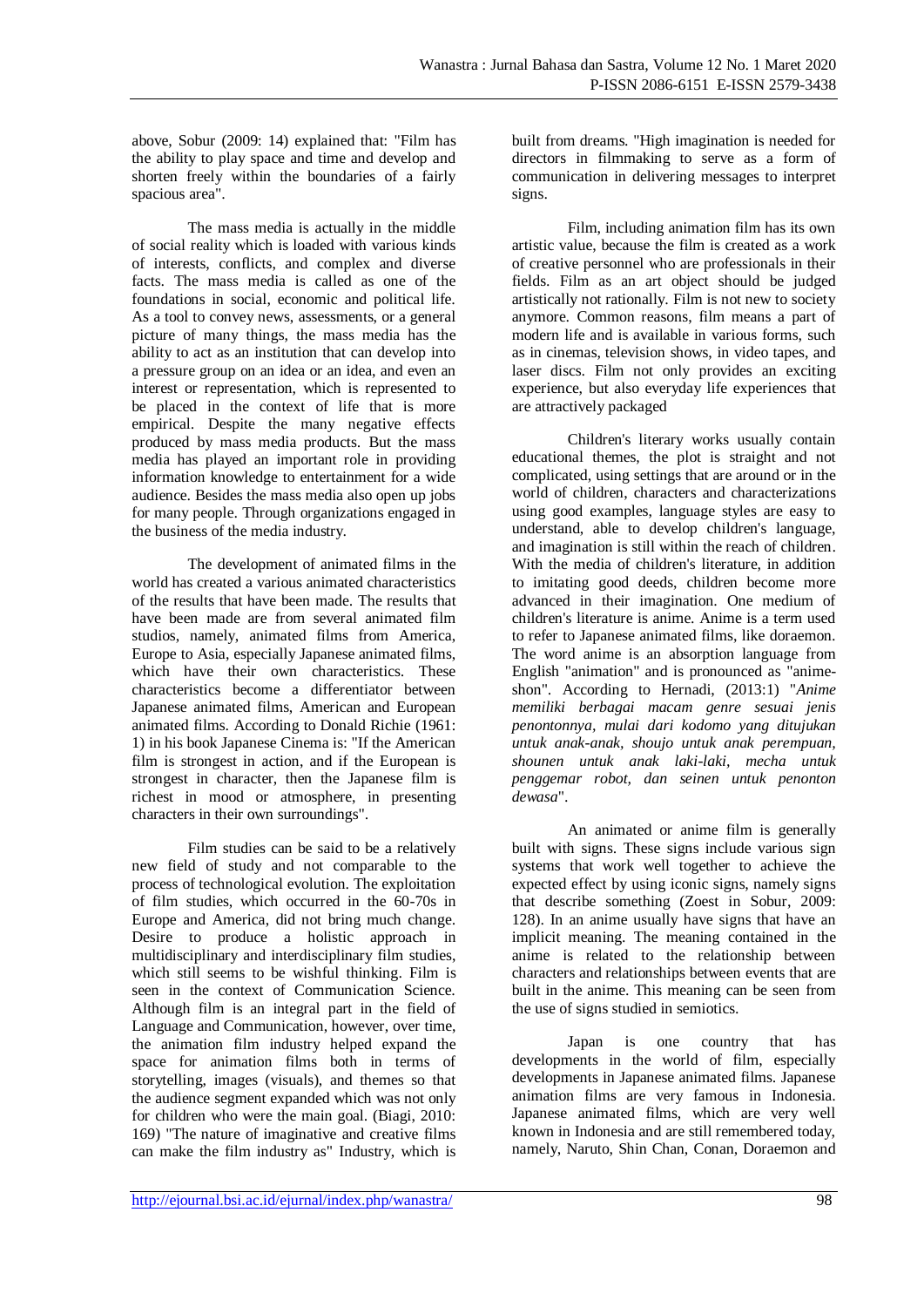above, Sobur (2009: 14) explained that: "Film has the ability to play space and time and develop and shorten freely within the boundaries of a fairly spacious area".

The mass media is actually in the middle of social reality which is loaded with various kinds of interests, conflicts, and complex and diverse facts. The mass media is called as one of the foundations in social, economic and political life. As a tool to convey news, assessments, or a general picture of many things, the mass media has the ability to act as an institution that can develop into a pressure group on an idea or an idea, and even an interest or representation, which is represented to be placed in the context of life that is more empirical. Despite the many negative effects produced by mass media products. But the mass media has played an important role in providing information knowledge to entertainment for a wide audience. Besides the mass media also open up jobs for many people. Through organizations engaged in the business of the media industry.

The development of animated films in the world has created a various animated characteristics of the results that have been made. The results that have been made are from several animated film studios, namely, animated films from America, Europe to Asia, especially Japanese animated films, which have their own characteristics. These characteristics become a differentiator between Japanese animated films, American and European animated films. According to Donald Richie (1961: 1) in his book Japanese Cinema is: "If the American film is strongest in action, and if the European is strongest in character, then the Japanese film is richest in mood or atmosphere, in presenting characters in their own surroundings".

Film studies can be said to be a relatively new field of study and not comparable to the process of technological evolution. The exploitation of film studies, which occurred in the 60-70s in Europe and America, did not bring much change. Desire to produce a holistic approach in multidisciplinary and interdisciplinary film studies, which still seems to be wishful thinking. Film is seen in the context of Communication Science. Although film is an integral part in the field of Language and Communication, however, over time, the animation film industry helped expand the space for animation films both in terms of storytelling, images (visuals), and themes so that the audience segment expanded which was not only for children who were the main goal. (Biagi, 2010: 169) "The nature of imaginative and creative films can make the film industry as" Industry, which is built from dreams. "High imagination is needed for directors in filmmaking to serve as a form of communication in delivering messages to interpret signs.

Film, including animation film has its own artistic value, because the film is created as a work of creative personnel who are professionals in their fields. Film as an art object should be judged artistically not rationally. Film is not new to society anymore. Common reasons, film means a part of modern life and is available in various forms, such as in cinemas, television shows, in video tapes, and laser discs. Film not only provides an exciting experience, but also everyday life experiences that are attractively packaged

Children's literary works usually contain educational themes, the plot is straight and not complicated, using settings that are around or in the world of children, characters and characterizations using good examples, language styles are easy to understand, able to develop children's language, and imagination is still within the reach of children. With the media of children's literature, in addition to imitating good deeds, children become more advanced in their imagination. One medium of children's literature is anime. Anime is a term used to refer to Japanese animated films, like doraemon. The word anime is an absorption language from English "animation" and is pronounced as "anime-shon". According to Hernadi, (2013:1) "*Anime memiliki berbagai macam genre sesuai jenis penontonnya, mulai dari kodomo yang ditujukan untuk anak-anak, shoujo untuk anak perempuan, shounen untuk anak laki-laki, mecha untuk penggemar robot, dan seinen untuk penonton dewasa*".

An animated or anime film is generally built with signs. These signs include various sign systems that work well together to achieve the expected effect by using iconic signs, namely signs that describe something (Zoest in Sobur, 2009: 128). In an anime usually have signs that have an implicit meaning. The meaning contained in the anime is related to the relationship between characters and relationships between events that are built in the anime. This meaning can be seen from the use of signs studied in semiotics.

Japan is one country that has developments in the world of film, especially developments in Japanese animated films. Japanese animation films are very famous in Indonesia. Japanese animated films, which are very well known in Indonesia and are still remembered today, namely, Naruto, Shin Chan, Conan, Doraemon and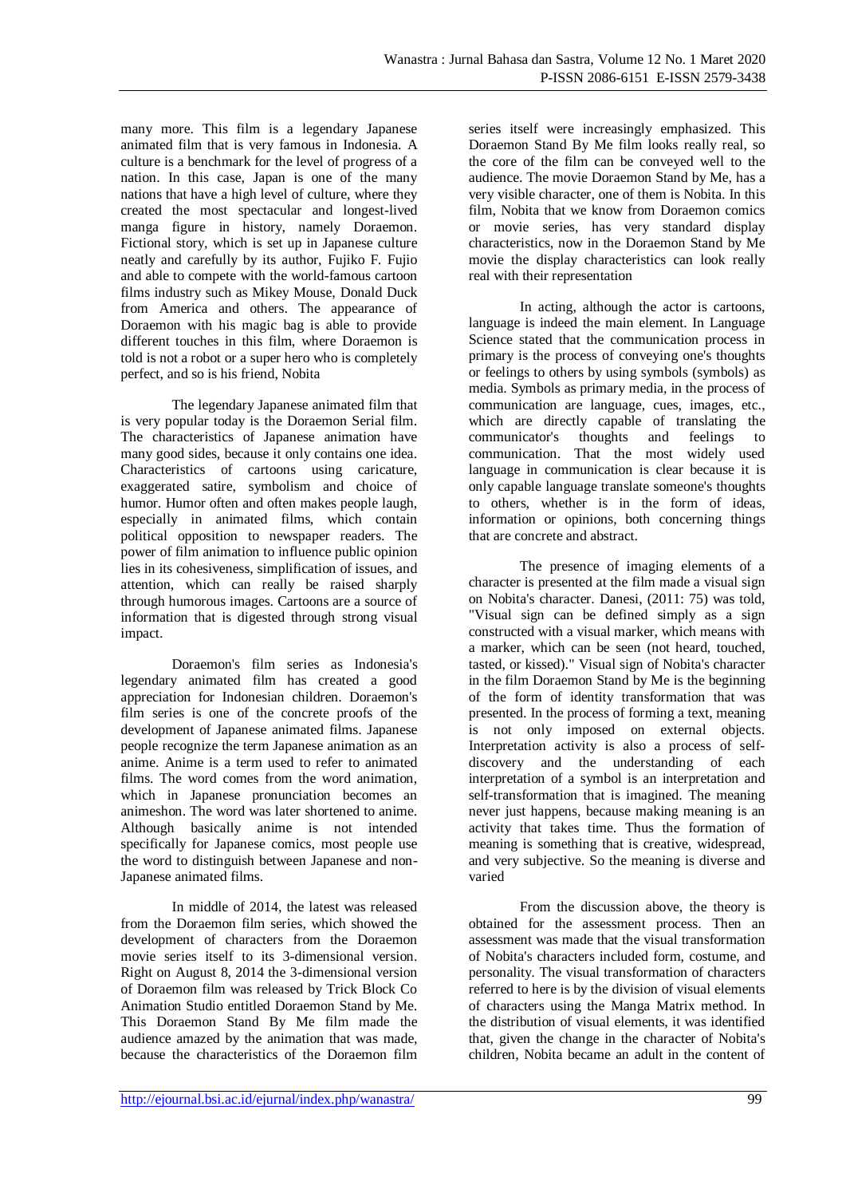many more. This film is a legendary Japanese animated film that is very famous in Indonesia. A culture is a benchmark for the level of progress of a nation. In this case, Japan is one of the many nations that have a high level of culture, where they created the most spectacular and longest-lived manga figure in history, namely Doraemon. Fictional story, which is set up in Japanese culture neatly and carefully by its author, Fujiko F. Fujio and able to compete with the world-famous cartoon films industry such as Mikey Mouse, Donald Duck from America and others. The appearance of Doraemon with his magic bag is able to provide different touches in this film, where Doraemon is told is not a robot or a super hero who is completely perfect, and so is his friend, Nobita

The legendary Japanese animated film that is very popular today is the Doraemon Serial film. The characteristics of Japanese animation have many good sides, because it only contains one idea. Characteristics of cartoons using caricature, exaggerated satire, symbolism and choice of humor. Humor often and often makes people laugh, especially in animated films, which contain political opposition to newspaper readers. The power of film animation to influence public opinion lies in its cohesiveness, simplification of issues, and attention, which can really be raised sharply through humorous images. Cartoons are a source of information that is digested through strong visual impact.

Doraemon's film series as Indonesia's legendary animated film has created a good appreciation for Indonesian children. Doraemon's film series is one of the concrete proofs of the development of Japanese animated films. Japanese people recognize the term Japanese animation as an anime. Anime is a term used to refer to animated films. The word comes from the word animation, which in Japanese pronunciation becomes an animeshon. The word was later shortened to anime. Although basically anime is not intended specifically for Japanese comics, most people use the word to distinguish between Japanese and non-Japanese animated films.

In middle of 2014, the latest was released from the Doraemon film series, which showed the development of characters from the Doraemon movie series itself to its 3-dimensional version. Right on August 8, 2014 the 3-dimensional version of Doraemon film was released by Trick Block Co Animation Studio entitled Doraemon Stand by Me. This Doraemon Stand By Me film made the audience amazed by the animation that was made, because the characteristics of the Doraemon film series itself were increasingly emphasized. This Doraemon Stand By Me film looks really real, so the core of the film can be conveyed well to the audience. The movie Doraemon Stand by Me, has a very visible character, one of them is Nobita. In this film, Nobita that we know from Doraemon comics or movie series, has very standard display characteristics, now in the Doraemon Stand by Me movie the display characteristics can look really real with their representation

In acting, although the actor is cartoons, language is indeed the main element. In Language Science stated that the communication process in primary is the process of conveying one's thoughts or feelings to others by using symbols (symbols) as media. Symbols as primary media, in the process of communication are language, cues, images, etc., which are directly capable of translating the communicator's thoughts and feelings to communication. That the most widely used language in communication is clear because it is only capable language translate someone's thoughts to others, whether is in the form of ideas, information or opinions, both concerning things that are concrete and abstract.

The presence of imaging elements of a character is presented at the film made a visual sign on Nobita's character. Danesi, (2011: 75) was told, "Visual sign can be defined simply as a sign constructed with a visual marker, which means with a marker, which can be seen (not heard, touched, tasted, or kissed)." Visual sign of Nobita's character in the film Doraemon Stand by Me is the beginning of the form of identity transformation that was presented. In the process of forming a text, meaning is not only imposed on external objects. Interpretation activity is also a process of self-discovery and the understanding of each interpretation of a symbol is an interpretation and self-transformation that is imagined. The meaning never just happens, because making meaning is an activity that takes time. Thus the formation of meaning is something that is creative, widespread, and very subjective. So the meaning is diverse and varied

From the discussion above, the theory is obtained for the assessment process. Then an assessment was made that the visual transformation of Nobita's characters included form, costume, and personality. The visual transformation of characters referred to here is by the division of visual elements of characters using the Manga Matrix method. In the distribution of visual elements, it was identified that, given the change in the character of Nobita's children, Nobita became an adult in the content of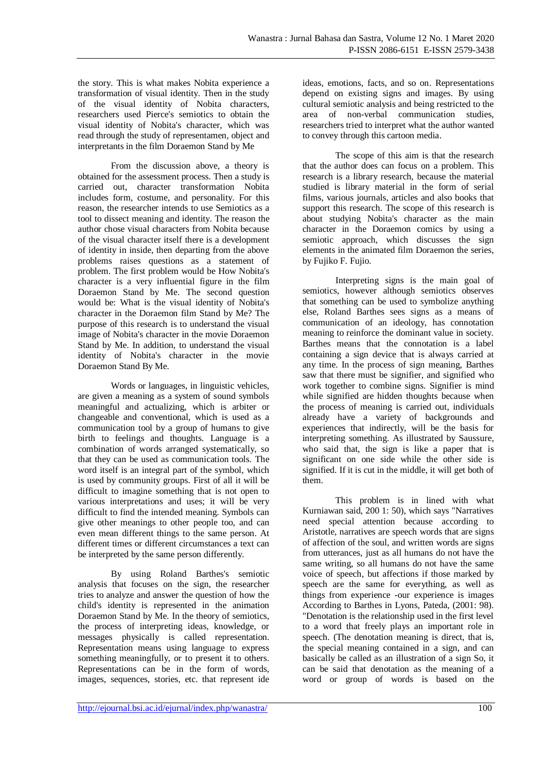the story. This is what makes Nobita experience a transformation of visual identity. Then in the study of the visual identity of Nobita characters, researchers used Pierce's semiotics to obtain the visual identity of Nobita's character, which was read through the study of representamen, object and interpretants in the film Doraemon Stand by Me

From the discussion above, a theory is obtained for the assessment process. Then a study is carried out, character transformation Nobita includes form, costume, and personality. For this reason, the researcher intends to use Semiotics as a tool to dissect meaning and identity. The reason the author chose visual characters from Nobita because of the visual character itself there is a development of identity in inside, then departing from the above problems raises questions as a statement of problem. The first problem would be How Nobita's character is a very influential figure in the film Doraemon Stand by Me. The second question would be: What is the visual identity of Nobita's character in the Doraemon film Stand by Me? The purpose of this research is to understand the visual image of Nobita's character in the movie Doraemon Stand by Me. In addition, to understand the visual identity of Nobita's character in the movie Doraemon Stand By Me.

Words or languages, in linguistic vehicles, are given a meaning as a system of sound symbols meaningful and actualizing, which is arbiter or changeable and conventional, which is used as a communication tool by a group of humans to give birth to feelings and thoughts. Language is a combination of words arranged systematically, so that they can be used as communication tools. The word itself is an integral part of the symbol, which is used by community groups. First of all it will be difficult to imagine something that is not open to various interpretations and uses; it will be very difficult to find the intended meaning. Symbols can give other meanings to other people too, and can even mean different things to the same person. At different times or different circumstances a text can be interpreted by the same person differently.

By using Roland Barthes's semiotic analysis that focuses on the sign, the researcher tries to analyze and answer the question of how the child's identity is represented in the animation Doraemon Stand by Me. In the theory of semiotics, the process of interpreting ideas, knowledge, or messages physically is called representation. Representation means using language to express something meaningfully, or to present it to others. Representations can be in the form of words, images, sequences, stories, etc. that represent ideas, emotions, facts, and so on. Representations depend on existing signs and images. By using cultural semiotic analysis and being restricted to the area of non-verbal communication studies, researchers tried to interpret what the author wanted to convey through this cartoon media.

The scope of this aim is that the research that the author does can focus on a problem. This research is a library research, because the material studied is library material in the form of serial films, various journals, articles and also books that support this research. The scope of this research is about studying Nobita's character as the main character in the Doraemon comics by using a semiotic approach, which discusses the sign elements in the animated film Doraemon the series, by Fujiko F. Fujio.

Interpreting signs is the main goal of semiotics, however although semiotics observes that something can be used to symbolize anything else, Roland Barthes sees signs as a means of communication of an ideology, has connotation meaning to reinforce the dominant value in society. Barthes means that the connotation is a label containing a sign device that is always carried at any time. In the process of sign meaning, Barthes saw that there must be signifier, and signified who work together to combine signs. Signifier is mind while signified are hidden thoughts because when the process of meaning is carried out, individuals already have a variety of backgrounds and experiences that indirectly, will be the basis for interpreting something. As illustrated by Saussure, who said that, the sign is like a paper that is significant on one side while the other side is signified. If it is cut in the middle, it will get both of them.

This problem is in lined with what Kurniawan said, 200 1: 50), which says "Narratives need special attention because according to Aristotle, narratives are speech words that are signs of affection of the soul, and written words are signs from utterances, just as all humans do not have the same writing, so all humans do not have the same voice of speech, but affections if those marked by speech are the same for everything, as well as things from experience -our experience is images According to Barthes in Lyons, Pateda, (2001: 98). "Denotation is the relationship used in the first level to a word that freely plays an important role in speech. (The denotation meaning is direct, that is, the special meaning contained in a sign, and can basically be called as an illustration of a sign So, it can be said that denotation as the meaning of a word or group of words is based on the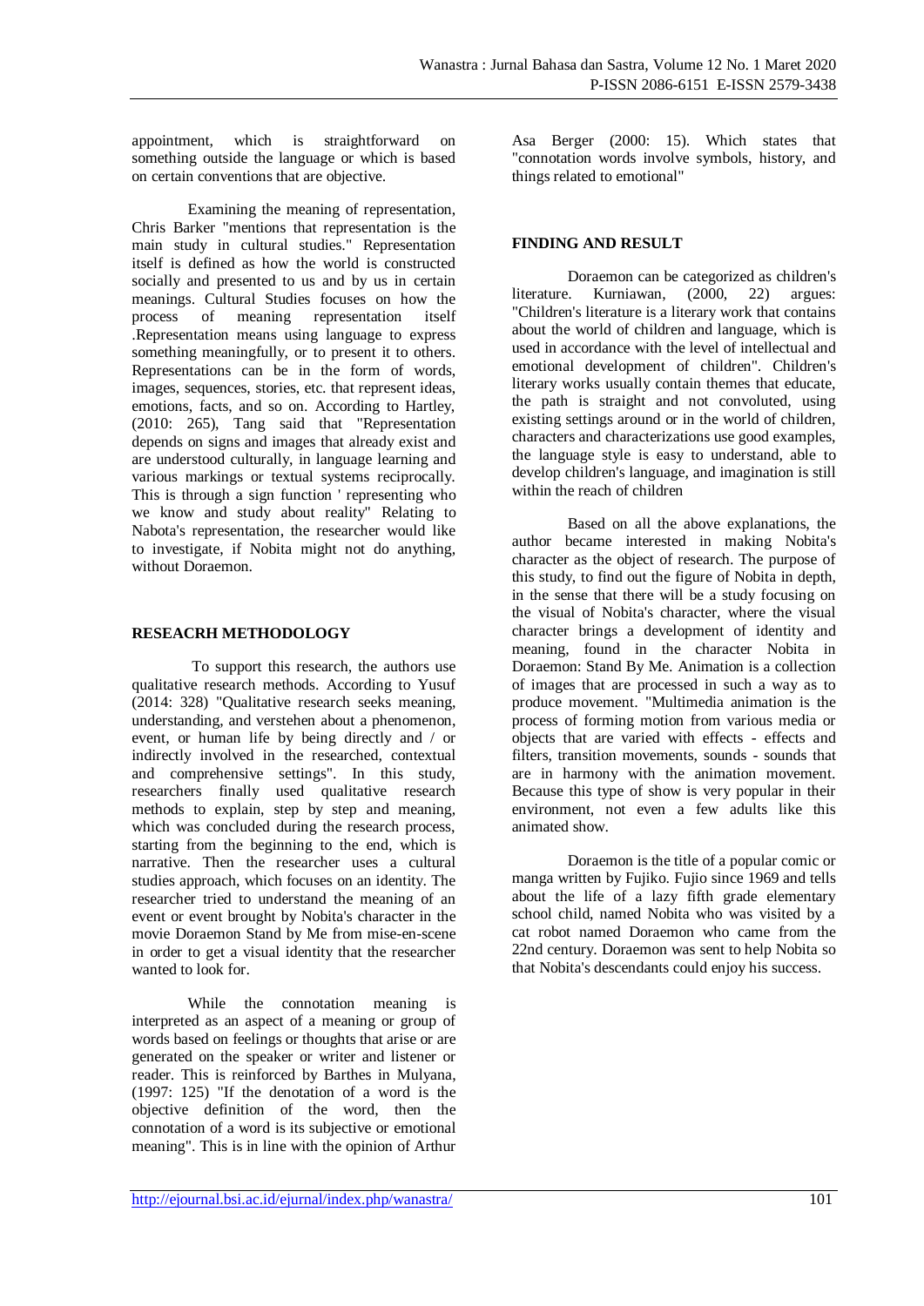appointment, which is straightforward on something outside the language or which is based on certain conventions that are objective.

Examining the meaning of representation, Chris Barker "mentions that representation is the main study in cultural studies." Representation itself is defined as how the world is constructed socially and presented to us and by us in certain meanings. Cultural Studies focuses on how the process of meaning representation itself .Representation means using language to express something meaningfully, or to present it to others. Representations can be in the form of words, images, sequences, stories, etc. that represent ideas, emotions, facts, and so on. According to Hartley, (2010: 265), Tang said that "Representation depends on signs and images that already exist and are understood culturally, in language learning and various markings or textual systems reciprocally. This is through a sign function ' representing who we know and study about reality" Relating to Nabota's representation, the researcher would like to investigate, if Nobita might not do anything, without Doraemon.

**RESEACRH METHODOLOGY**

To support this research, the authors use qualitative research methods. According to Yusuf (2014: 328) "Qualitative research seeks meaning, understanding, and verstehen about a phenomenon, event, or human life by being directly and / or indirectly involved in the researched, contextual and comprehensive settings". In this study, researchers finally used qualitative research methods to explain, step by step and meaning, which was concluded during the research process, starting from the beginning to the end, which is narrative. Then the researcher uses a cultural studies approach, which focuses on an identity. The researcher tried to understand the meaning of an event or event brought by Nobita's character in the movie Doraemon Stand by Me from mise-en-scene in order to get a visual identity that the researcher wanted to look for.

While the connotation meaning is interpreted as an aspect of a meaning or group of words based on feelings or thoughts that arise or are generated on the speaker or writer and listener or reader. This is reinforced by Barthes in Mulyana, (1997: 125) "If the denotation of a word is the objective definition of the word, then the connotation of a word is its subjective or emotional meaning". This is in line with the opinion of Arthur Asa Berger (2000: 15). Which states that "connotation words involve symbols, history, and things related to emotional"

**FINDING AND RESULT**

Doraemon can be categorized as children's literature. Kurniawan, (2000, 22) argues: "Children's literature is a literary work that contains about the world of children and language, which is used in accordance with the level of intellectual and emotional development of children". Children's literary works usually contain themes that educate, the path is straight and not convoluted, using existing settings around or in the world of children, characters and characterizations use good examples, the language style is easy to understand, able to develop children's language, and imagination is still within the reach of children

Based on all the above explanations, the author became interested in making Nobita's character as the object of research. The purpose of this study, to find out the figure of Nobita in depth, in the sense that there will be a study focusing on the visual of Nobita's character, where the visual character brings a development of identity and meaning, found in the character Nobita in Doraemon: Stand By Me. Animation is a collection of images that are processed in such a way as to produce movement. "Multimedia animation is the process of forming motion from various media or objects that are varied with effects - effects and filters, transition movements, sounds - sounds that are in harmony with the animation movement. Because this type of show is very popular in their environment, not even a few adults like this animated show.

Doraemon is the title of a popular comic or manga written by Fujiko. Fujio since 1969 and tells about the life of a lazy fifth grade elementary school child, named Nobita who was visited by a cat robot named Doraemon who came from the 22nd century. Doraemon was sent to help Nobita so that Nobita's descendants could enjoy his success.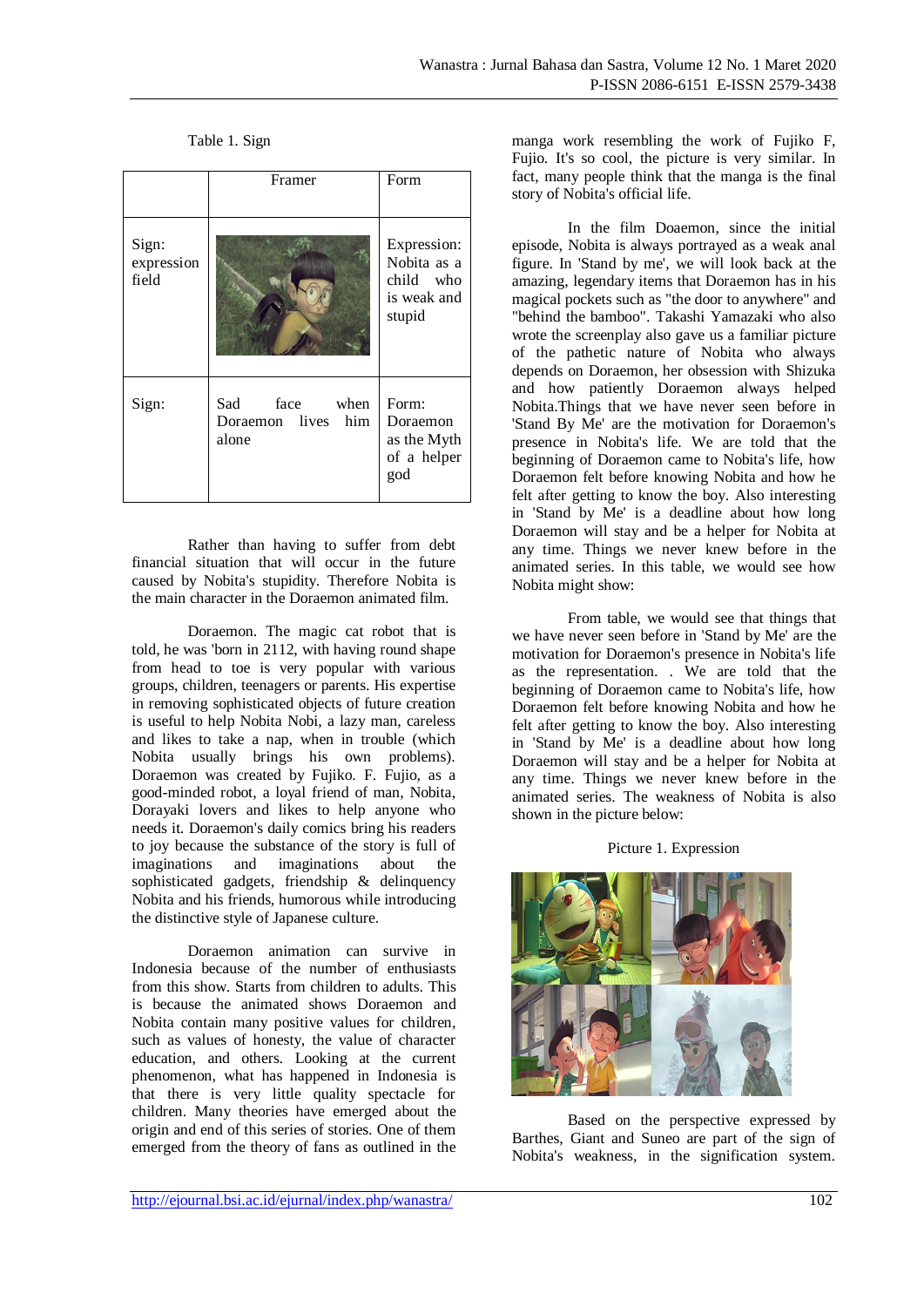Table 1. Sign

| | Framer | Form |
|---|---|---|
| Sign: expression field | | Expression: Nobita as a child who is weak and stupid |
| Sign: | Sad face when Doraemon lives him alone | Form: Doraemon as the Myth of a helper god |

Rather than having to suffer from debt financial situation that will occur in the future caused by Nobita's stupidity. Therefore Nobita is the main character in the Doraemon animated film.

Doraemon. The magic cat robot that is told, he was 'born in 2112, with having round shape from head to toe is very popular with various groups, children, teenagers or parents. His expertise in removing sophisticated objects of future creation is useful to help Nobita Nobi, a lazy man, careless and likes to take a nap, when in trouble (which Nobita usually brings his own problems). Doraemon was created by Fujiko. F. Fujio, as a good-minded robot, a loyal friend of man, Nobita, Dorayaki lovers and likes to help anyone who needs it. Doraemon's daily comics bring his readers to joy because the substance of the story is full of imaginations and imaginations about the sophisticated gadgets, friendship & delinquency Nobita and his friends, humorous while introducing the distinctive style of Japanese culture.

Doraemon animation can survive in Indonesia because of the number of enthusiasts from this show. Starts from children to adults. This is because the animated shows Doraemon and Nobita contain many positive values for children, such as values of honesty, the value of character education, and others. Looking at the current phenomenon, what has happened in Indonesia is that there is very little quality spectacle for children. Many theories have emerged about the origin and end of this series of stories. One of them emerged from the theory of fans as outlined in the manga work resembling the work of Fujiko F, Fujio. It's so cool, the picture is very similar. In fact, many people think that the manga is the final story of Nobita's official life.

In the film Doaemon, since the initial episode, Nobita is always portrayed as a weak anal figure. In 'Stand by me', we will look back at the amazing, legendary items that Doraemon has in his magical pockets such as "the door to anywhere" and "behind the bamboo". Takashi Yamazaki who also wrote the screenplay also gave us a familiar picture of the pathetic nature of Nobita who always depends on Doraemon, her obsession with Shizuka and how patiently Doraemon always helped Nobita.Things that we have never seen before in 'Stand By Me' are the motivation for Doraemon's presence in Nobita's life. We are told that the beginning of Doraemon came to Nobita's life, how Doraemon felt before knowing Nobita and how he felt after getting to know the boy. Also interesting in 'Stand by Me' is a deadline about how long Doraemon will stay and be a helper for Nobita at any time. Things we never knew before in the animated series. In this table, we would see how Nobita might show:

From table, we would see that things that we have never seen before in 'Stand by Me' are the motivation for Doraemon's presence in Nobita's life as the representation. . We are told that the beginning of Doraemon came to Nobita's life, how Doraemon felt before knowing Nobita and how he felt after getting to know the boy. Also interesting in 'Stand by Me' is a deadline about how long Doraemon will stay and be a helper for Nobita at any time. Things we never knew before in the animated series. The weakness of Nobita is also shown in the picture below:

Picture 1. Expression

Based on the perspective expressed by Barthes, Giant and Suneo are part of the sign of Nobita's weakness, in the signification system.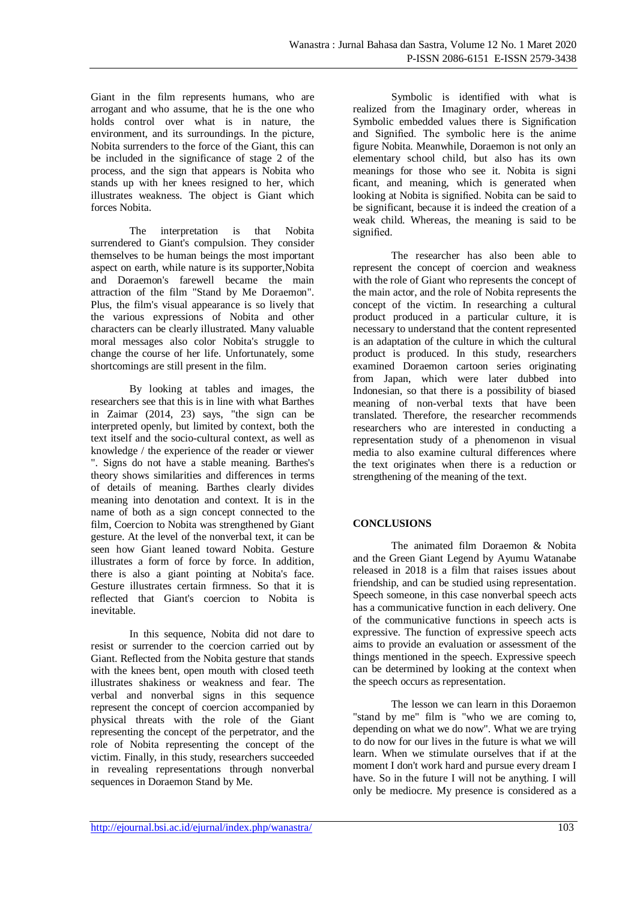Giant in the film represents humans, who are arrogant and who assume, that he is the one who holds control over what is in nature, the environment, and its surroundings. In the picture, Nobita surrenders to the force of the Giant, this can be included in the significance of stage 2 of the process, and the sign that appears is Nobita who stands up with her knees resigned to her, which illustrates weakness. The object is Giant which forces Nobita.

The interpretation is that Nobita surrendered to Giant's compulsion. They consider themselves to be human beings the most important aspect on earth, while nature is its supporter,Nobita and Doraemon's farewell became the main attraction of the film "Stand by Me Doraemon". Plus, the film's visual appearance is so lively that the various expressions of Nobita and other characters can be clearly illustrated. Many valuable moral messages also color Nobita's struggle to change the course of her life. Unfortunately, some shortcomings are still present in the film.

By looking at tables and images, the researchers see that this is in line with what Barthes in Zaimar (2014, 23) says, "the sign can be interpreted openly, but limited by context, both the text itself and the socio-cultural context, as well as knowledge / the experience of the reader or viewer ". Signs do not have a stable meaning. Barthes's theory shows similarities and differences in terms of details of meaning. Barthes clearly divides meaning into denotation and context. It is in the name of both as a sign concept connected to the film, Coercion to Nobita was strengthened by Giant gesture. At the level of the nonverbal text, it can be seen how Giant leaned toward Nobita. Gesture illustrates a form of force by force. In addition, there is also a giant pointing at Nobita's face. Gesture illustrates certain firmness. So that it is reflected that Giant's coercion to Nobita is inevitable.

In this sequence, Nobita did not dare to resist or surrender to the coercion carried out by Giant. Reflected from the Nobita gesture that stands with the knees bent, open mouth with closed teeth illustrates shakiness or weakness and fear. The verbal and nonverbal signs in this sequence represent the concept of coercion accompanied by physical threats with the role of the Giant representing the concept of the perpetrator, and the role of Nobita representing the concept of the victim. Finally, in this study, researchers succeeded in revealing representations through nonverbal sequences in Doraemon Stand by Me.

Symbolic is identified with what is realized from the Imaginary order, whereas in Symbolic embedded values there is Signification and Signified. The symbolic here is the anime figure Nobita. Meanwhile, Doraemon is not only an elementary school child, but also has its own meanings for those who see it. Nobita is signi ficant, and meaning, which is generated when looking at Nobita is signified. Nobita can be said to be significant, because it is indeed the creation of a weak child. Whereas, the meaning is said to be signified.

The researcher has also been able to represent the concept of coercion and weakness with the role of Giant who represents the concept of the main actor, and the role of Nobita represents the concept of the victim. In researching a cultural product produced in a particular culture, it is necessary to understand that the content represented is an adaptation of the culture in which the cultural product is produced. In this study, researchers examined Doraemon cartoon series originating from Japan, which were later dubbed into Indonesian, so that there is a possibility of biased meaning of non-verbal texts that have been translated. Therefore, the researcher recommends researchers who are interested in conducting a representation study of a phenomenon in visual media to also examine cultural differences where the text originates when there is a reduction or strengthening of the meaning of the text.

## CONCLUSIONS

The animated film Doraemon & Nobita and the Green Giant Legend by Ayumu Watanabe released in 2018 is a film that raises issues about friendship, and can be studied using representation. Speech someone, in this case nonverbal speech acts has a communicative function in each delivery. One of the communicative functions in speech acts is expressive. The function of expressive speech acts aims to provide an evaluation or assessment of the things mentioned in the speech. Expressive speech can be determined by looking at the context when the speech occurs as representation.

The lesson we can learn in this Doraemon "stand by me" film is "who we are coming to, depending on what we do now". What we are trying to do now for our lives in the future is what we will learn. When we stimulate ourselves that if at the moment I don't work hard and pursue every dream I have. So in the future I will not be anything. I will only be mediocre. My presence is considered as a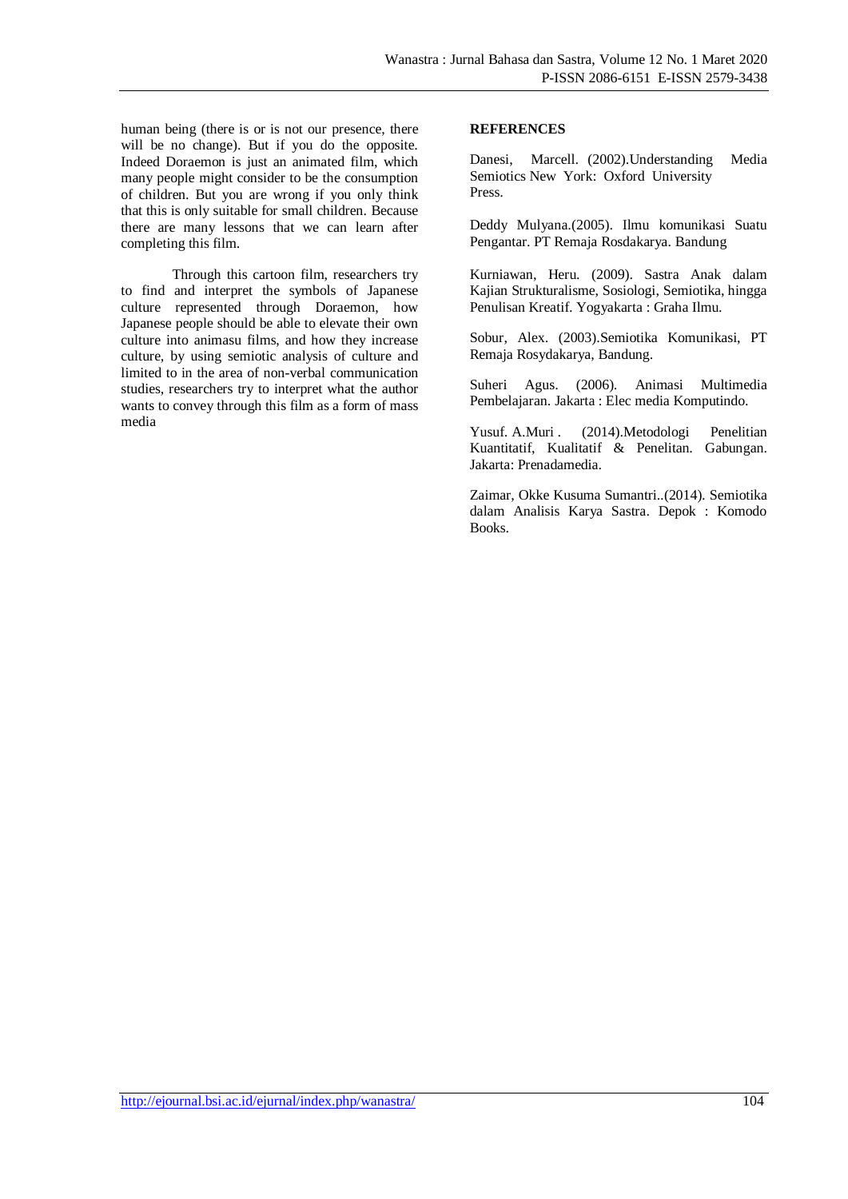human being (there is or is not our presence, there will be no change). But if you do the opposite. Indeed Doraemon is just an animated film, which many people might consider to be the consumption of children. But you are wrong if you only think that this is only suitable for small children. Because there are many lessons that we can learn after completing this film.

Through this cartoon film, researchers try to find and interpret the symbols of Japanese culture represented through Doraemon, how Japanese people should be able to elevate their own culture into animasu films, and how they increase culture, by using semiotic analysis of culture and limited to in the area of non-verbal communication studies, researchers try to interpret what the author wants to convey through this film as a form of mass media

## REFERENCES

Danesi, Marcell. (2002).Understanding Media Semiotics New York: Oxford University Press.

Deddy Mulyana.(2005). Ilmu komunikasi Suatu Pengantar. PT Remaja Rosdakarya. Bandung

Kurniawan, Heru. (2009). Sastra Anak dalam Kajian Strukturalisme, Sosiologi, Semiotika, hingga Penulisan Kreatif. Yogyakarta : Graha Ilmu.

Sobur, Alex. (2003).Semiotika Komunikasi, PT Remaja Rosydakarya, Bandung.

Suheri Agus. (2006). Animasi Multimedia Pembelajaran. Jakarta : Elec media Komputindo.

Yusuf. A.Muri . (2014).Metodologi Penelitian Kuantitatif, Kualitatif & Penelitan. Gabungan. Jakarta: Prenadamedia.

Zaimar, Okke Kusuma Sumantri..(2014). Semiotika dalam Analisis Karya Sastra. Depok : Komodo Books.